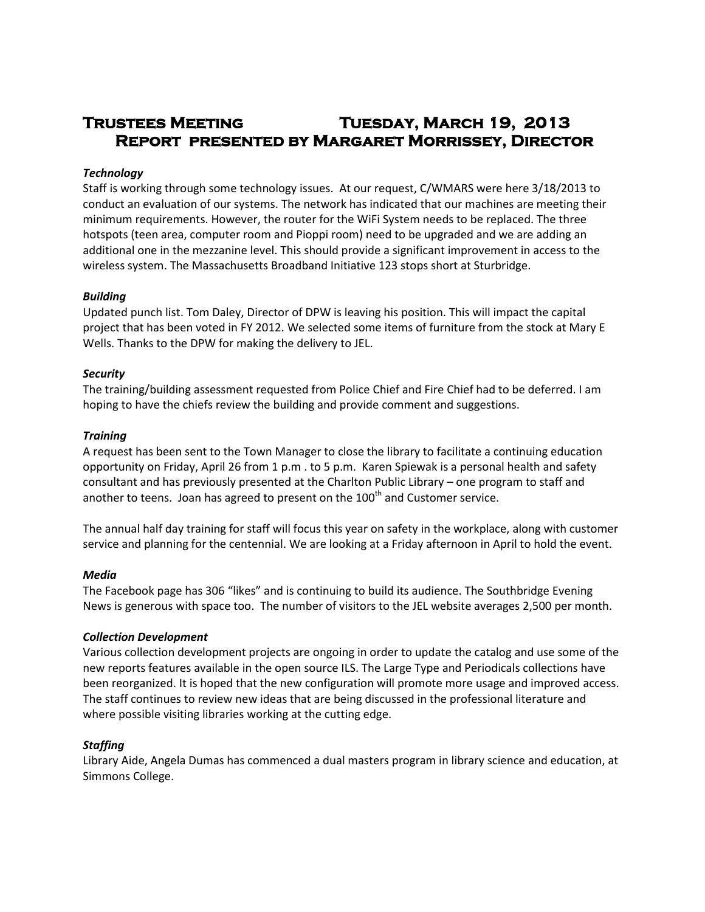# Trustees Meeting Tuesday, March 19, 2013
## Report presented by Margaret Morrissey, Director

***Technology***

Staff is working through some technology issues. At our request, C/WMARS were here 3/18/2013 to conduct an evaluation of our systems. The network has indicated that our machines are meeting their minimum requirements. However, the router for the WiFi System needs to be replaced. The three hotspots (teen area, computer room and Pioppi room) need to be upgraded and we are adding an additional one in the mezzanine level. This should provide a significant improvement in access to the wireless system. The Massachusetts Broadband Initiative 123 stops short at Sturbridge.

***Building***

Updated punch list. Tom Daley, Director of DPW is leaving his position. This will impact the capital project that has been voted in FY 2012. We selected some items of furniture from the stock at Mary E Wells. Thanks to the DPW for making the delivery to JEL.

***Security***

The training/building assessment requested from Police Chief and Fire Chief had to be deferred. I am hoping to have the chiefs review the building and provide comment and suggestions.

***Training***

A request has been sent to the Town Manager to close the library to facilitate a continuing education opportunity on Friday, April 26 from 1 p.m . to 5 p.m. Karen Spiewak is a personal health and safety consultant and has previously presented at the Charlton Public Library – one program to staff and another to teens. Joan has agreed to present on the 100th and Customer service.

The annual half day training for staff will focus this year on safety in the workplace, along with customer service and planning for the centennial. We are looking at a Friday afternoon in April to hold the event.

***Media***

The Facebook page has 306 "likes" and is continuing to build its audience. The Southbridge Evening News is generous with space too. The number of visitors to the JEL website averages 2,500 per month.

***Collection Development***

Various collection development projects are ongoing in order to update the catalog and use some of the new reports features available in the open source ILS. The Large Type and Periodicals collections have been reorganized. It is hoped that the new configuration will promote more usage and improved access. The staff continues to review new ideas that are being discussed in the professional literature and where possible visiting libraries working at the cutting edge.

***Staffing***

Library Aide, Angela Dumas has commenced a dual masters program in library science and education, at Simmons College.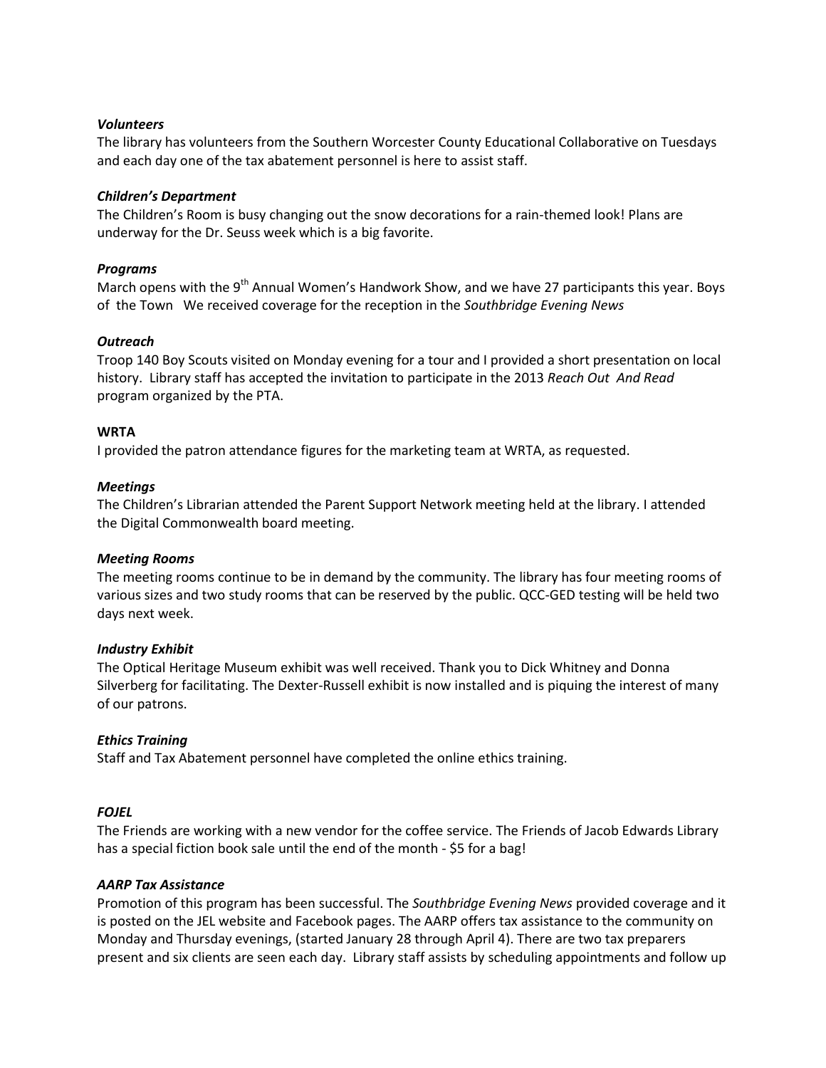***Volunteers***

The library has volunteers from the Southern Worcester County Educational Collaborative on Tuesdays and each day one of the tax abatement personnel is here to assist staff.

***Children's Department***

The Children's Room is busy changing out the snow decorations for a rain-themed look! Plans are underway for the Dr. Seuss week which is a big favorite.

***Programs***

March opens with the 9th Annual Women's Handwork Show, and we have 27 participants this year. Boys of the Town We received coverage for the reception in the *Southbridge Evening News*

***Outreach***

Troop 140 Boy Scouts visited on Monday evening for a tour and I provided a short presentation on local history. Library staff has accepted the invitation to participate in the 2013 *Reach Out And Read* program organized by the PTA.

**WRTA**

I provided the patron attendance figures for the marketing team at WRTA, as requested.

***Meetings***

The Children's Librarian attended the Parent Support Network meeting held at the library. I attended the Digital Commonwealth board meeting.

***Meeting Rooms***

The meeting rooms continue to be in demand by the community. The library has four meeting rooms of various sizes and two study rooms that can be reserved by the public. QCC-GED testing will be held two days next week.

***Industry Exhibit***

The Optical Heritage Museum exhibit was well received. Thank you to Dick Whitney and Donna Silverberg for facilitating. The Dexter-Russell exhibit is now installed and is piquing the interest of many of our patrons.

***Ethics Training***

Staff and Tax Abatement personnel have completed the online ethics training.

***FOJEL***

The Friends are working with a new vendor for the coffee service. The Friends of Jacob Edwards Library has a special fiction book sale until the end of the month - $5 for a bag!

***AARP Tax Assistance***

Promotion of this program has been successful. The *Southbridge Evening News* provided coverage and it is posted on the JEL website and Facebook pages. The AARP offers tax assistance to the community on Monday and Thursday evenings, (started January 28 through April 4). There are two tax preparers present and six clients are seen each day. Library staff assists by scheduling appointments and follow up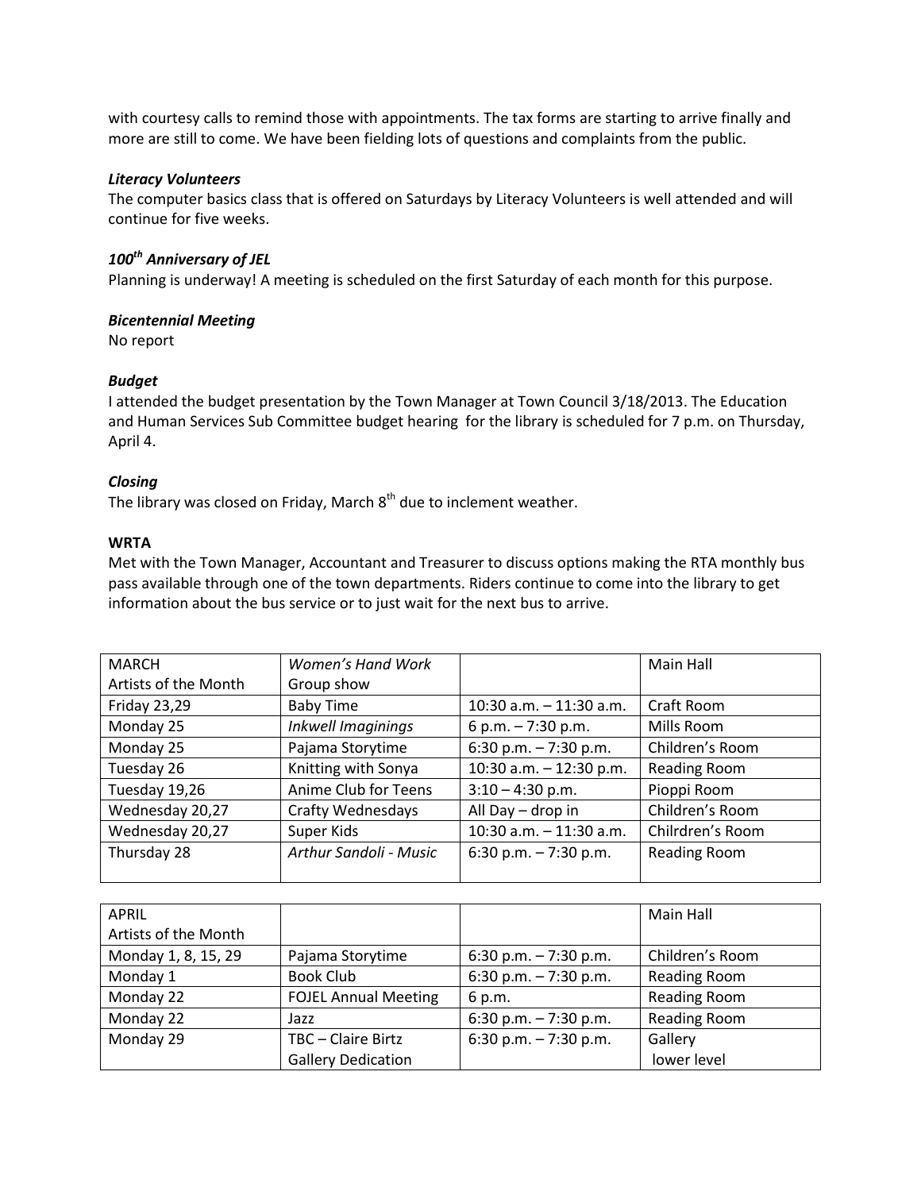with courtesy calls to remind those with appointments. The tax forms are starting to arrive finally and more are still to come. We have been fielding lots of questions and complaints from the public.

***Literacy Volunteers***
The computer basics class that is offered on Saturdays by Literacy Volunteers is well attended and will continue for five weeks.

***100th Anniversary of JEL***
Planning is underway! A meeting is scheduled on the first Saturday of each month for this purpose.

***Bicentennial Meeting***
No report

***Budget***
I attended the budget presentation by the Town Manager at Town Council 3/18/2013. The Education and Human Services Sub Committee budget hearing for the library is scheduled for 7 p.m. on Thursday, April 4.

***Closing***
The library was closed on Friday, March 8th due to inclement weather.

**WRTA**
Met with the Town Manager, Accountant and Treasurer to discuss options making the RTA monthly bus pass available through one of the town departments. Riders continue to come into the library to get information about the bus service or to just wait for the next bus to arrive.

| MARCH<br>Artists of the Month | *Women's Hand Work*<br>Group show | | Main Hall |
|---|---|---|---|
| Friday 23,29 | Baby Time | 10:30 a.m. – 11:30 a.m. | Craft Room |
| Monday 25 | *Inkwell Imaginings* | 6 p.m. – 7:30 p.m. | Mills Room |
| Monday 25 | Pajama Storytime | 6:30 p.m. – 7:30 p.m. | Children's Room |
| Tuesday 26 | Knitting with Sonya | 10:30 a.m. – 12:30 p.m. | Reading Room |
| Tuesday 19,26 | Anime Club for Teens | 3:10 – 4:30 p.m. | Pioppi Room |
| Wednesday 20,27 | Crafty Wednesdays | All Day – drop in | Children's Room |
| Wednesday 20,27 | Super Kids | 10:30 a.m. – 11:30 a.m. | Chilrdren's Room |
| Thursday 28 | *Arthur Sandoli - Music* | 6:30 p.m. – 7:30 p.m. | Reading Room |

| APRIL<br>Artists of the Month | | | Main Hall |
|---|---|---|---|
| Monday 1, 8, 15, 29 | Pajama Storytime | 6:30 p.m. – 7:30 p.m. | Children's Room |
| Monday 1 | Book Club | 6:30 p.m. – 7:30 p.m. | Reading Room |
| Monday 22 | FOJEL Annual Meeting | 6 p.m. | Reading Room |
| Monday 22 | Jazz | 6:30 p.m. – 7:30 p.m. | Reading Room |
| Monday 29 | TBC – Claire Birtz<br>Gallery Dedication | 6:30 p.m. – 7:30 p.m. | Gallery<br>lower level |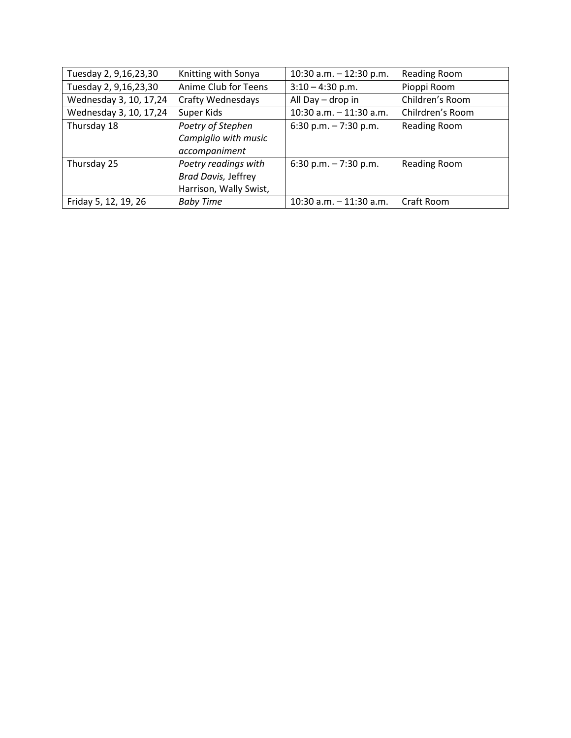| | | | |
|---|---|---|---|
| Tuesday 2, 9,16,23,30 | Knitting with Sonya | 10:30 a.m. – 12:30 p.m. | Reading Room |
| Tuesday 2, 9,16,23,30 | Anime Club for Teens | 3:10 – 4:30 p.m. | Pioppi Room |
| Wednesday 3, 10, 17,24 | Crafty Wednesdays | All Day – drop in | Children's Room |
| Wednesday 3, 10, 17,24 | Super Kids | 10:30 a.m. – 11:30 a.m. | Chilrdren's Room |
| Thursday 18 | *Poetry of Stephen Campiglio with music accompaniment* | 6:30 p.m. – 7:30 p.m. | Reading Room |
| Thursday 25 | *Poetry readings with Brad Davis,* Jeffrey Harrison, Wally Swist, | 6:30 p.m. – 7:30 p.m. | Reading Room |
| Friday 5, 12, 19, 26 | *Baby Time* | 10:30 a.m. – 11:30 a.m. | Craft Room |